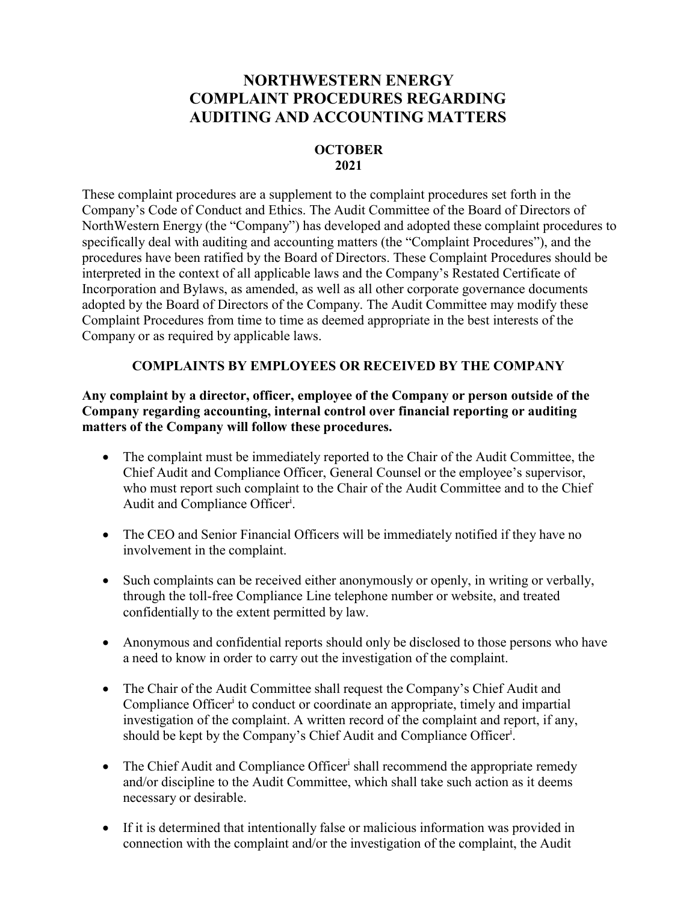# NORTHWESTERN ENERGY
# COMPLAINT PROCEDURES REGARDING AUDITING AND ACCOUNTING MATTERS

**OCTOBER 2021**

These complaint procedures are a supplement to the complaint procedures set forth in the Company's Code of Conduct and Ethics. The Audit Committee of the Board of Directors of NorthWestern Energy (the "Company") has developed and adopted these complaint procedures to specifically deal with auditing and accounting matters (the "Complaint Procedures"), and the procedures have been ratified by the Board of Directors. These Complaint Procedures should be interpreted in the context of all applicable laws and the Company's Restated Certificate of Incorporation and Bylaws, as amended, as well as all other corporate governance documents adopted by the Board of Directors of the Company. The Audit Committee may modify these Complaint Procedures from time to time as deemed appropriate in the best interests of the Company or as required by applicable laws.

## COMPLAINTS BY EMPLOYEES OR RECEIVED BY THE COMPANY

**Any complaint by a director, officer, employee of the Company or person outside of the Company regarding accounting, internal control over financial reporting or auditing matters of the Company will follow these procedures.**

- The complaint must be immediately reported to the Chair of the Audit Committee, the Chief Audit and Compliance Officer, General Counsel or the employee's supervisor, who must report such complaint to the Chair of the Audit Committee and to the Chief Audit and Compliance Officer[i].
- The CEO and Senior Financial Officers will be immediately notified if they have no involvement in the complaint.
- Such complaints can be received either anonymously or openly, in writing or verbally, through the toll-free Compliance Line telephone number or website, and treated confidentially to the extent permitted by law.
- Anonymous and confidential reports should only be disclosed to those persons who have a need to know in order to carry out the investigation of the complaint.
- The Chair of the Audit Committee shall request the Company's Chief Audit and Compliance Officer[i] to conduct or coordinate an appropriate, timely and impartial investigation of the complaint. A written record of the complaint and report, if any, should be kept by the Company's Chief Audit and Compliance Officer[i].
- The Chief Audit and Compliance Officer[i] shall recommend the appropriate remedy and/or discipline to the Audit Committee, which shall take such action as it deems necessary or desirable.
- If it is determined that intentionally false or malicious information was provided in connection with the complaint and/or the investigation of the complaint, the Audit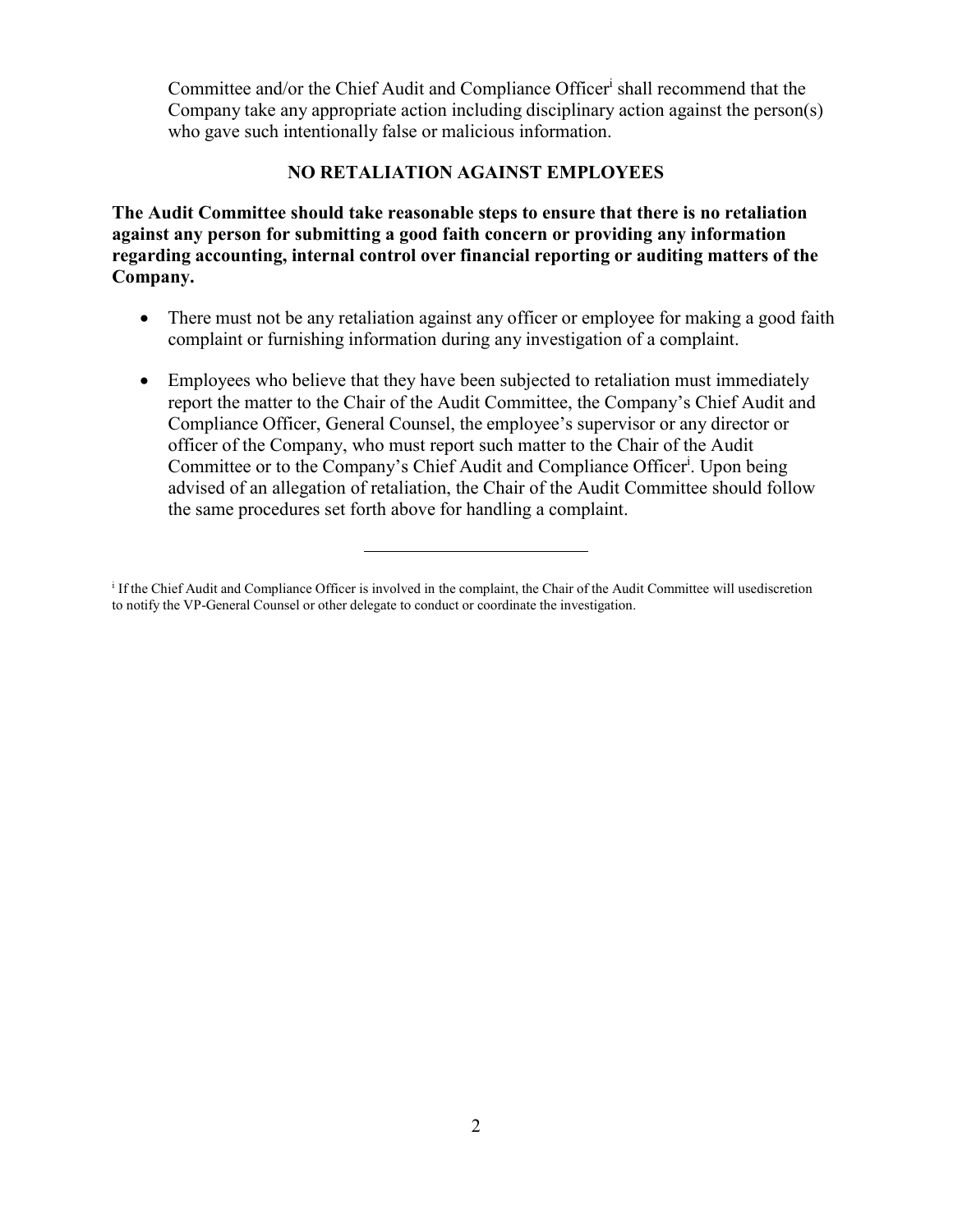Committee and/or the Chief Audit and Compliance Officer[i] shall recommend that the Company take any appropriate action including disciplinary action against the person(s) who gave such intentionally false or malicious information.

## NO RETALIATION AGAINST EMPLOYEES

**The Audit Committee should take reasonable steps to ensure that there is no retaliation against any person for submitting a good faith concern or providing any information regarding accounting, internal control over financial reporting or auditing matters of the Company.**

- There must not be any retaliation against any officer or employee for making a good faith complaint or furnishing information during any investigation of a complaint.
- Employees who believe that they have been subjected to retaliation must immediately report the matter to the Chair of the Audit Committee, the Company's Chief Audit and Compliance Officer, General Counsel, the employee's supervisor or any director or officer of the Company, who must report such matter to the Chair of the Audit Committee or to the Company's Chief Audit and Compliance Officer[i]. Upon being advised of an allegation of retaliation, the Chair of the Audit Committee should follow the same procedures set forth above for handling a complaint.

---

[i] If the Chief Audit and Compliance Officer is involved in the complaint, the Chair of the Audit Committee will usediscretion to notify the VP-General Counsel or other delegate to conduct or coordinate the investigation.